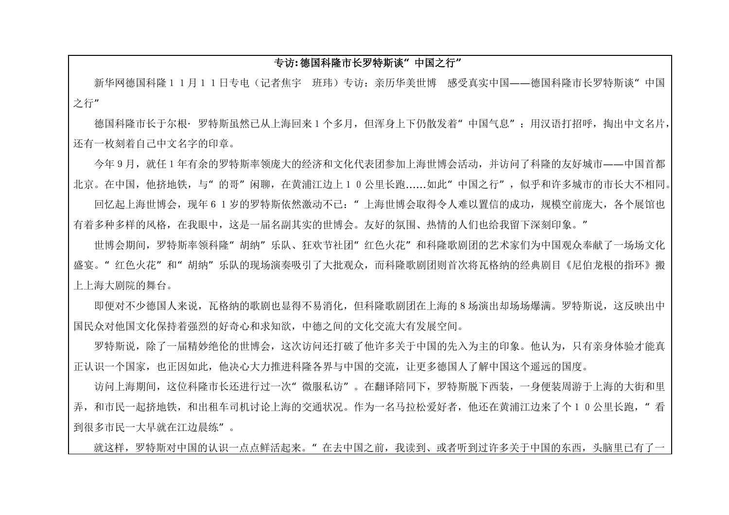# 专访:德国科隆市长罗特斯谈“中国之行”

新华网德国科隆１１月１１日专电（记者焦宇　班玮）专访：亲历华美世博　感受真实中国——德国科隆市长罗特斯谈“中国之行”

德国科隆市长于尔根·罗特斯虽然已从上海回来１个多月，但浑身上下仍散发着“中国气息”：用汉语打招呼，掏出中文名片，还有一枚刻着自己中文名字的印章。

今年９月，就任１年有余的罗特斯率领庞大的经济和文化代表团参加上海世博会活动，并访问了科隆的友好城市——中国首都北京。在中国，他挤地铁，与“的哥”闲聊，在黄浦江边上１０公里长跑……如此“中国之行”，似乎和许多城市的市长大不相同。

回忆起上海世博会，现年６１岁的罗特斯依然激动不已：“上海世博会取得令人难以置信的成功，规模空前庞大，各个展馆也有着多种多样的风格，在我眼中，这是一届名副其实的世博会。友好的氛围、热情的人们也给我留下深刻印象。”

世博会期间，罗特斯率领科隆“胡纳”乐队、狂欢节社团“红色火花”和科隆歌剧团的艺术家们为中国观众奉献了一场场文化盛宴。“红色火花”和“胡纳”乐队的现场演奏吸引了大批观众，而科隆歌剧团则首次将瓦格纳的经典剧目《尼伯龙根的指环》搬上上海大剧院的舞台。

即便对不少德国人来说，瓦格纳的歌剧也显得不易消化，但科隆歌剧团在上海的８场演出却场场爆满。罗特斯说，这反映出中国民众对他国文化保持着强烈的好奇心和求知欲，中德之间的文化交流大有发展空间。

罗特斯说，除了一届精妙绝伦的世博会，这次访问还打破了他许多关于中国的先入为主的印象。他认为，只有亲身体验才能真正认识一个国家，也正因如此，他决心大力推进科隆各界与中国的交流，让更多德国人了解中国这个遥远的国度。

访问上海期间，这位科隆市长还进行过一次“微服私访”。在翻译陪同下，罗特斯脱下西装，一身便装周游于上海的大街和里弄，和市民一起挤地铁，和出租车司机讨论上海的交通状况。作为一名马拉松爱好者，他还在黄浦江边来了个１０公里长跑，“看到很多市民一大早就在江边晨练”。

就这样，罗特斯对中国的认识一点点鲜活起来。“在去中国之前，我读到、或者听到过许多关于中国的东西，头脑里已有了一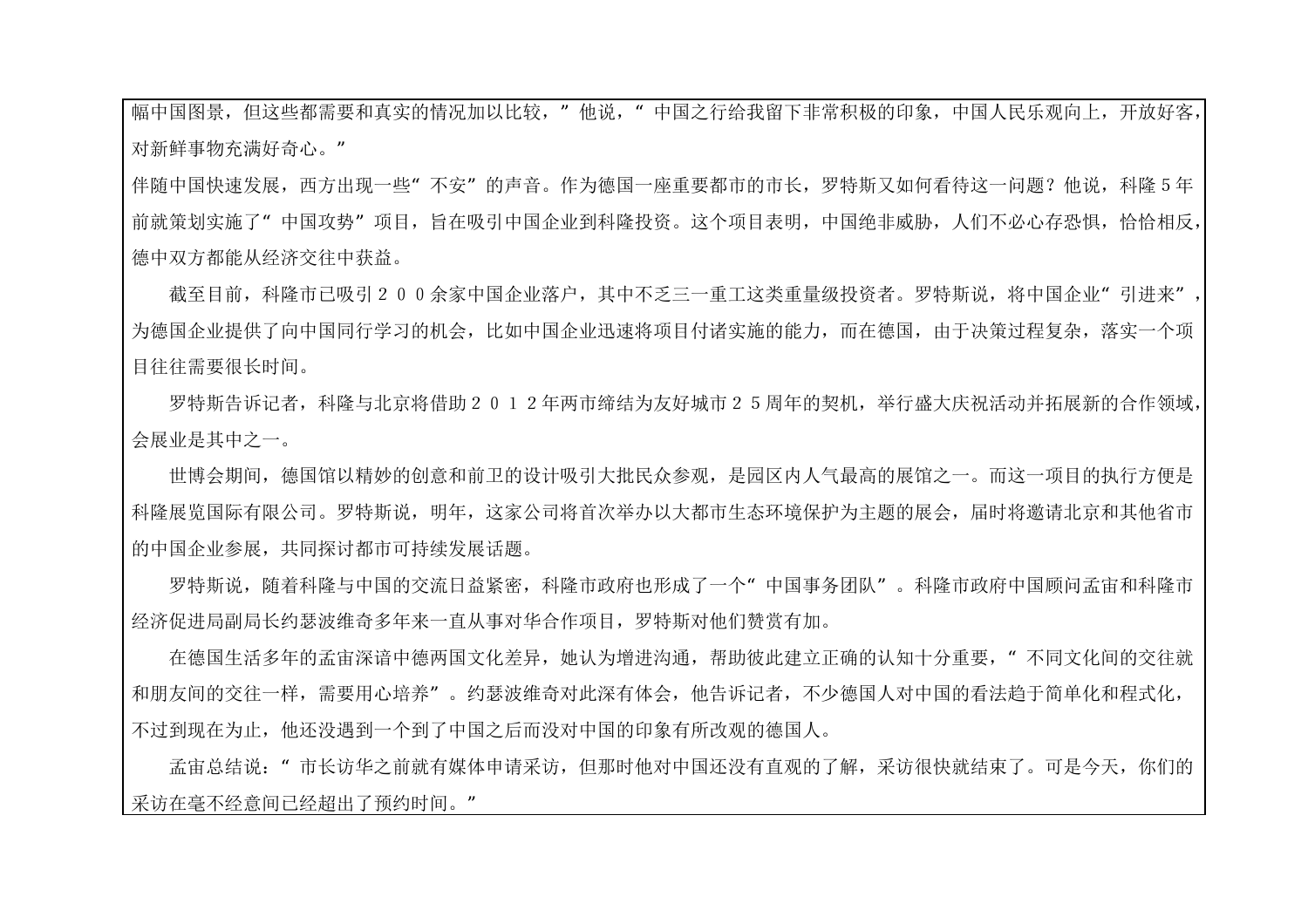幅中国图景，但这些都需要和真实的情况加以比较，”他说，“中国之行给我留下非常积极的印象，中国人民乐观向上，开放好客，对新鲜事物充满好奇心。”

伴随中国快速发展，西方出现一些“不安”的声音。作为德国一座重要都市的市长，罗特斯又如何看待这一问题？他说，科隆５年前就策划实施了“中国攻势”项目，旨在吸引中国企业到科隆投资。这个项目表明，中国绝非威胁，人们不必心存恐惧，恰恰相反，德中双方都能从经济交往中获益。

截至目前，科隆市已吸引２００余家中国企业落户，其中不乏三一重工这类重量级投资者。罗特斯说，将中国企业“引进来”，为德国企业提供了向中国同行学习的机会，比如中国企业迅速将项目付诸实施的能力，而在德国，由于决策过程复杂，落实一个项目往往需要很长时间。

罗特斯告诉记者，科隆与北京将借助２０１２年两市缔结为友好城市２５周年的契机，举行盛大庆祝活动并拓展新的合作领域，会展业是其中之一。

世博会期间，德国馆以精妙的创意和前卫的设计吸引大批民众参观，是园区内人气最高的展馆之一。而这一项目的执行方便是科隆展览国际有限公司。罗特斯说，明年，这家公司将首次举办以大都市生态环境保护为主题的展会，届时将邀请北京和其他省市的中国企业参展，共同探讨都市可持续发展话题。

罗特斯说，随着科隆与中国的交流日益紧密，科隆市政府也形成了一个“中国事务团队”。科隆市政府中国顾问孟宙和科隆市经济促进局副局长约瑟波维奇多年来一直从事对华合作项目，罗特斯对他们赞赏有加。

在德国生活多年的孟宙深谙中德两国文化差异，她认为增进沟通，帮助彼此建立正确的认知十分重要，“不同文化间的交往就和朋友间的交往一样，需要用心培养”。约瑟波维奇对此深有体会，他告诉记者，不少德国人对中国的看法趋于简单化和程式化，不过到现在为止，他还没遇到一个到了中国之后而没对中国的印象有所改观的德国人。

孟宙总结说：“市长访华之前就有媒体申请采访，但那时他对中国还没有直观的了解，采访很快就结束了。可是今天，你们的采访在毫不经意间已经超出了预约时间。”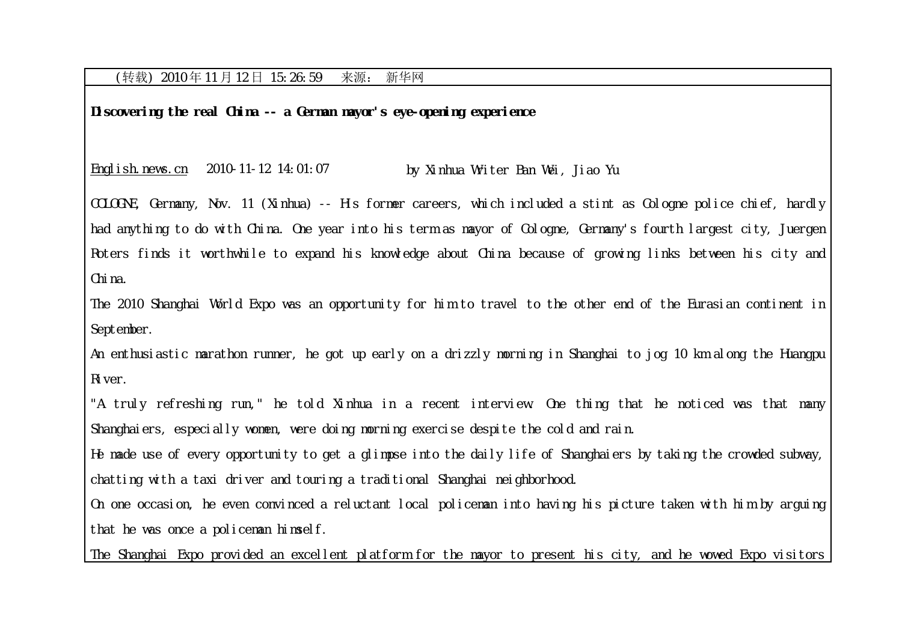（转载）2010年11月12日 15:26:59　来源：新华网

**Discovering the real China -- a German mayor's eye-opening experience**

English.news.cn　2010-11-12 14:01:07　　by Xinhua Writer Ban Wei, Jiao Yu

COLOGNE, Germany, Nov. 11 (Xinhua) -- His former careers, which included a stint as Cologne police chief, hardly had anything to do with China. One year into his term as mayor of Cologne, Germany's fourth largest city, Juergen Roters finds it worthwhile to expand his knowledge about China because of growing links between his city and China.

The 2010 Shanghai World Expo was an opportunity for him to travel to the other end of the Eurasian continent in September.

An enthusiastic marathon runner, he got up early on a drizzly morning in Shanghai to jog 10 km along the Huangpu River.

"A truly refreshing run," he told Xinhua in a recent interview. One thing that he noticed was that many Shanghaiers, especially women, were doing morning exercise despite the cold and rain.

He made use of every opportunity to get a glimpse into the daily life of Shanghaiers by taking the crowded subway, chatting with a taxi driver and touring a traditional Shanghai neighborhood.

On one occasion, he even convinced a reluctant local policeman into having his picture taken with him by arguing that he was once a policeman himself.

The Shanghai Expo provided an excellent platform for the mayor to present his city, and he wowed Expo visitors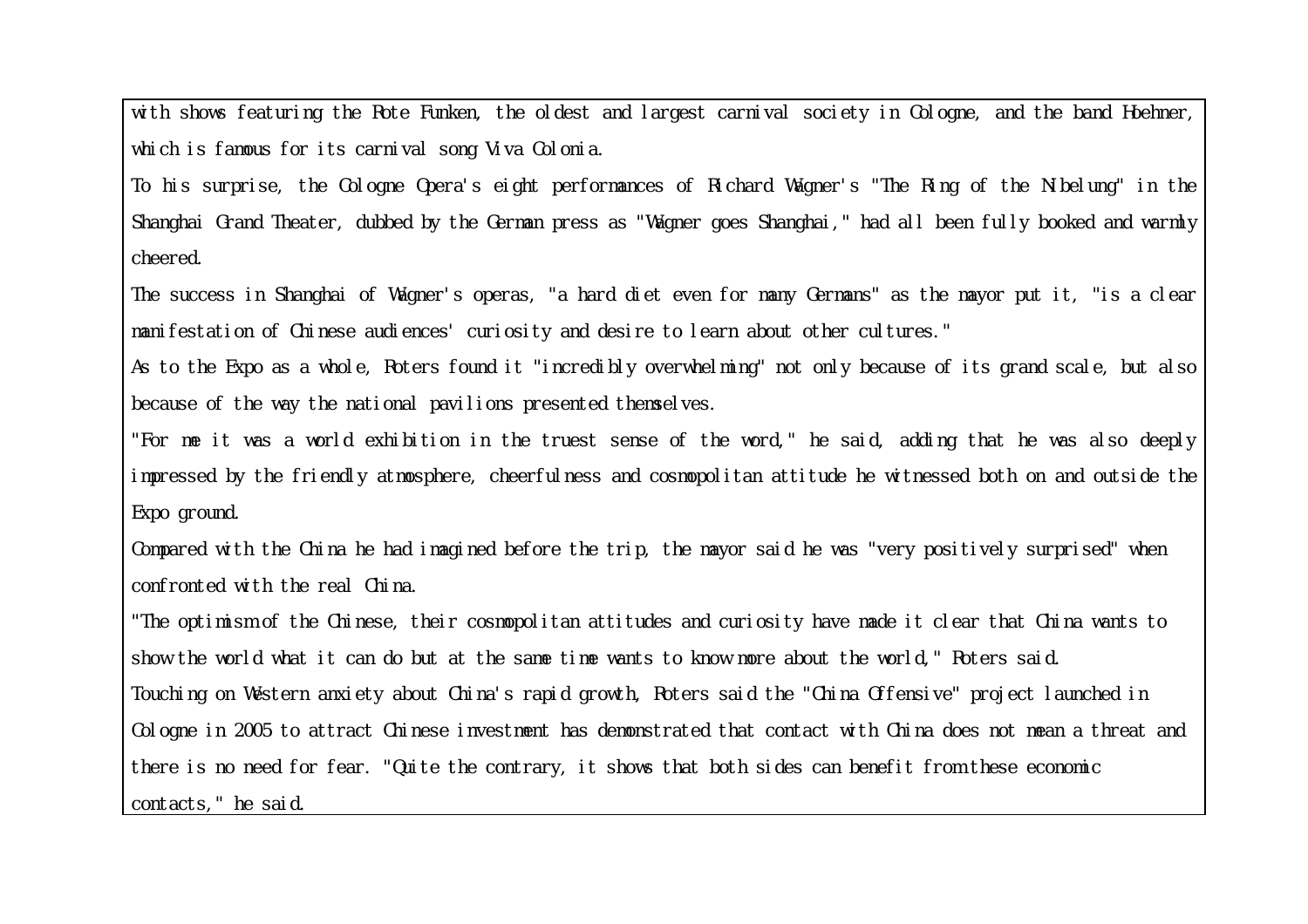with shows featuring the Rote Funken, the oldest and largest carnival society in Cologne, and the band Hoehner, which is famous for its carnival song Viva Colonia.

To his surprise, the Cologne Opera's eight performances of Richard Wagner's "The Ring of the Nibelung" in the Shanghai Grand Theater, dubbed by the German press as "Wagner goes Shanghai," had all been fully booked and warmly cheered.

The success in Shanghai of Wagner's operas, "a hard diet even for many Germans" as the mayor put it, "is a clear manifestation of Chinese audiences' curiosity and desire to learn about other cultures."

As to the Expo as a whole, Roters found it "incredibly overwhelming" not only because of its grand scale, but also because of the way the national pavilions presented themselves.

"For me it was a world exhibition in the truest sense of the word," he said, adding that he was also deeply impressed by the friendly atmosphere, cheerfulness and cosmopolitan attitude he witnessed both on and outside the Expo ground.

Compared with the China he had imagined before the trip, the mayor said he was "very positively surprised" when confronted with the real China.

"The optimism of the Chinese, their cosmopolitan attitudes and curiosity have made it clear that China wants to show the world what it can do but at the same time wants to know more about the world," Roters said.

Touching on Western anxiety about China's rapid growth, Roters said the "China Offensive" project launched in Cologne in 2005 to attract Chinese investment has demonstrated that contact with China does not mean a threat and there is no need for fear. "Quite the contrary, it shows that both sides can benefit from these economic contacts," he said.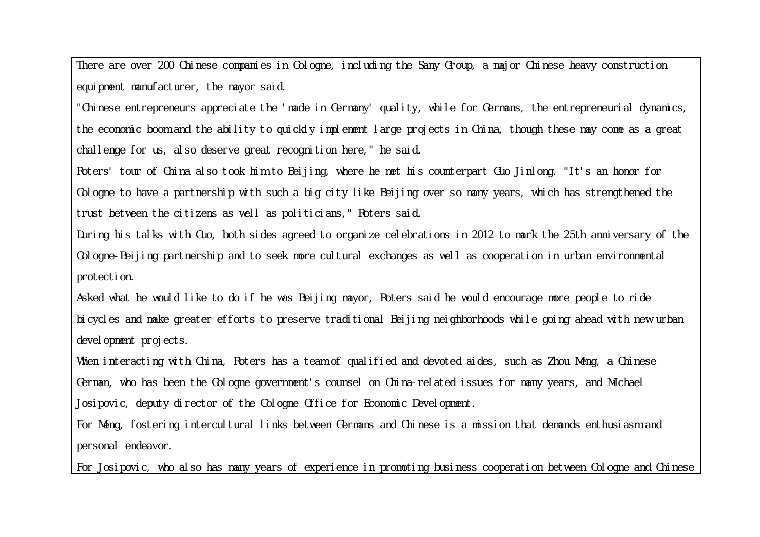There are over 200 Chinese companies in Cologne, including the Sany Group, a major Chinese heavy construction equipment manufacturer, the mayor said.

"Chinese entrepreneurs appreciate the 'made in Germany' quality, while for Germans, the entrepreneurial dynamics, the economic boom and the ability to quickly implement large projects in China, though these may come as a great challenge for us, also deserve great recognition here," he said.

Roters' tour of China also took him to Beijing, where he met his counterpart Guo Jinlong. "It's an honor for Cologne to have a partnership with such a big city like Beijing over so many years, which has strengthened the trust between the citizens as well as politicians," Roters said.

During his talks with Guo, both sides agreed to organize celebrations in 2012 to mark the 25th anniversary of the Cologne-Beijing partnership and to seek more cultural exchanges as well as cooperation in urban environmental protection.

Asked what he would like to do if he was Beijing mayor, Roters said he would encourage more people to ride bicycles and make greater efforts to preserve traditional Beijing neighborhoods while going ahead with new urban development projects.

When interacting with China, Roters has a team of qualified and devoted aides, such as Zhou Meng, a Chinese German, who has been the Cologne government's counsel on China-related issues for many years, and MIchael Josipovic, deputy director of the Cologne Office for Economic Development.

For Meng, fostering intercultural links between Germans and Chinese is a mission that demands enthusiasm and personal endeavor.

For Josipovic, who also has many years of experience in promoting business cooperation between Cologne and Chinese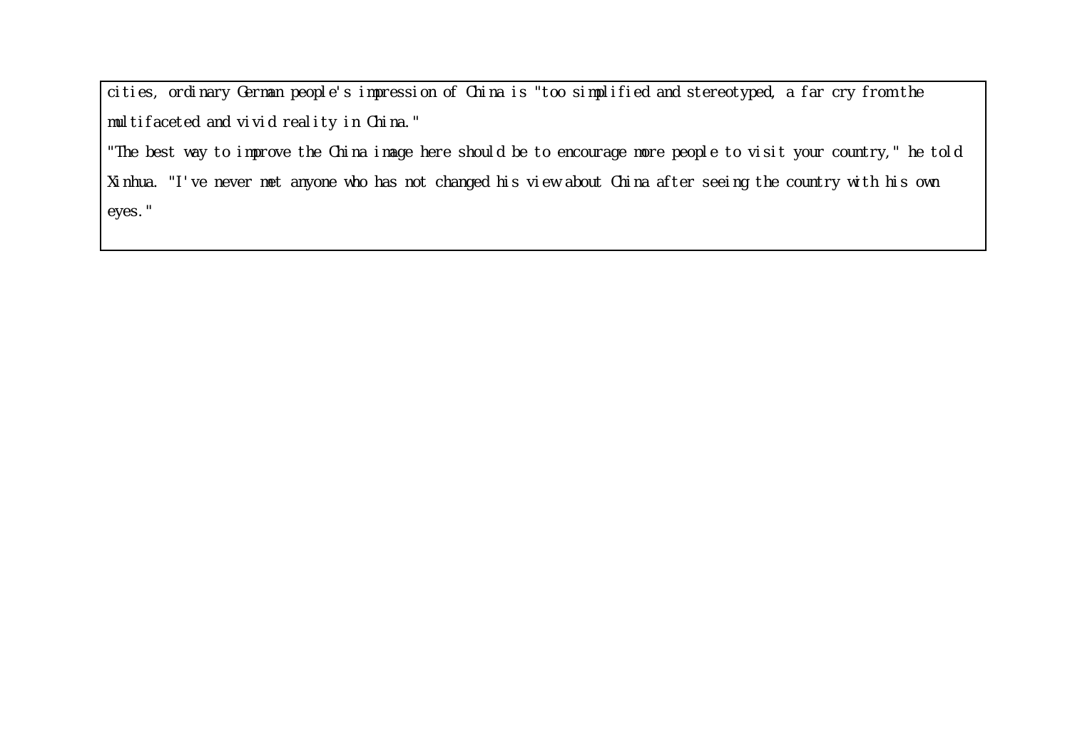cities, ordinary German people's impression of China is "too simplified and stereotyped, a far cry from the multifaceted and vivid reality in China."

"The best way to improve the China image here should be to encourage more people to visit your country," he told Xinhua. "I've never met anyone who has not changed his view about China after seeing the country with his own eyes."